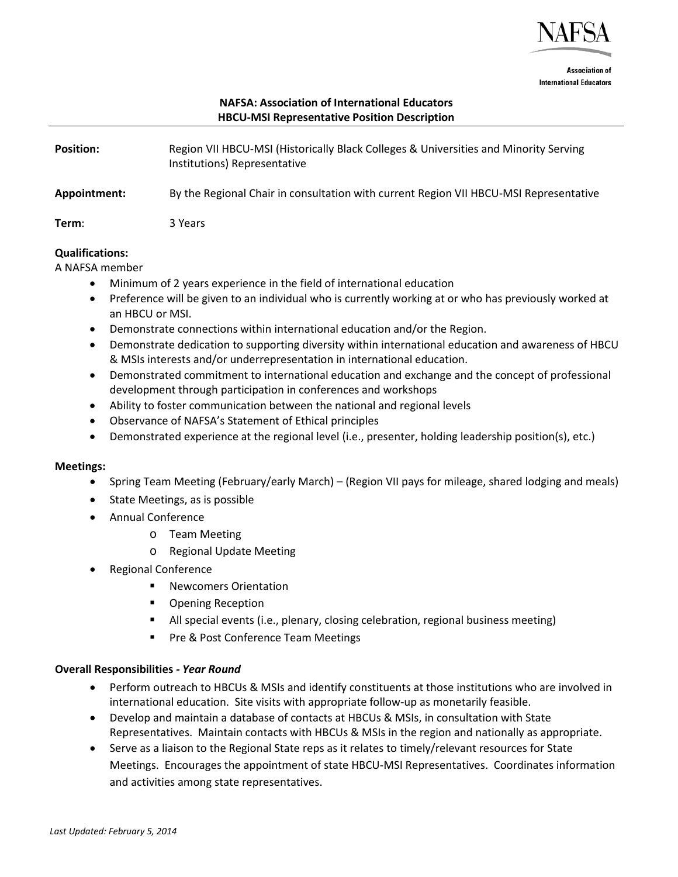NAFSA

Association of International Educators

# NAFSA: Association of International Educators
## HBCU-MSI Representative Position Description

---

**Position:** Region VII HBCU-MSI (Historically Black Colleges & Universities and Minority Serving Institutions) Representative

**Appointment:** By the Regional Chair in consultation with current Region VII HBCU-MSI Representative

**Term**: 3 Years

**Qualifications:**

A NAFSA member

- Minimum of 2 years experience in the field of international education
- Preference will be given to an individual who is currently working at or who has previously worked at an HBCU or MSI.
- Demonstrate connections within international education and/or the Region.
- Demonstrate dedication to supporting diversity within international education and awareness of HBCU & MSIs interests and/or underrepresentation in international education.
- Demonstrated commitment to international education and exchange and the concept of professional development through participation in conferences and workshops
- Ability to foster communication between the national and regional levels
- Observance of NAFSA's Statement of Ethical principles
- Demonstrated experience at the regional level (i.e., presenter, holding leadership position(s), etc.)

**Meetings:**

- Spring Team Meeting (February/early March) – (Region VII pays for mileage, shared lodging and meals)
- State Meetings, as is possible
- Annual Conference
  - Team Meeting
  - Regional Update Meeting
- Regional Conference
  - Newcomers Orientation
  - Opening Reception
  - All special events (i.e., plenary, closing celebration, regional business meeting)
  - Pre & Post Conference Team Meetings

**Overall Responsibilities - *Year Round***

- Perform outreach to HBCUs & MSIs and identify constituents at those institutions who are involved in international education. Site visits with appropriate follow-up as monetarily feasible.
- Develop and maintain a database of contacts at HBCUs & MSIs, in consultation with State Representatives. Maintain contacts with HBCUs & MSIs in the region and nationally as appropriate.
- Serve as a liaison to the Regional State reps as it relates to timely/relevant resources for State Meetings. Encourages the appointment of state HBCU-MSI Representatives. Coordinates information and activities among state representatives.

*Last Updated: February 5, 2014*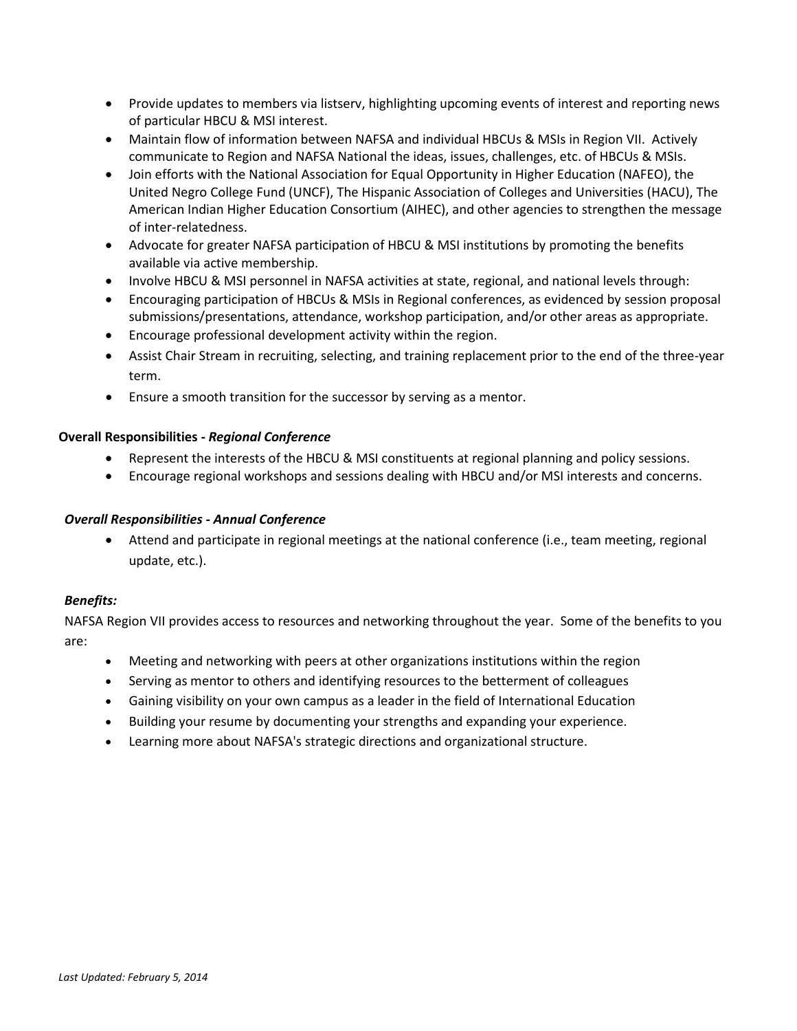- Provide updates to members via listserv, highlighting upcoming events of interest and reporting news of particular HBCU & MSI interest.
- Maintain flow of information between NAFSA and individual HBCUs & MSIs in Region VII. Actively communicate to Region and NAFSA National the ideas, issues, challenges, etc. of HBCUs & MSIs.
- Join efforts with the National Association for Equal Opportunity in Higher Education (NAFEO), the United Negro College Fund (UNCF), The Hispanic Association of Colleges and Universities (HACU), The American Indian Higher Education Consortium (AIHEC), and other agencies to strengthen the message of inter-relatedness.
- Advocate for greater NAFSA participation of HBCU & MSI institutions by promoting the benefits available via active membership.
- Involve HBCU & MSI personnel in NAFSA activities at state, regional, and national levels through:
- Encouraging participation of HBCUs & MSIs in Regional conferences, as evidenced by session proposal submissions/presentations, attendance, workshop participation, and/or other areas as appropriate.
- Encourage professional development activity within the region.
- Assist Chair Stream in recruiting, selecting, and training replacement prior to the end of the three-year term.
- Ensure a smooth transition for the successor by serving as a mentor.

**Overall Responsibilities - *Regional Conference***

- Represent the interests of the HBCU & MSI constituents at regional planning and policy sessions.
- Encourage regional workshops and sessions dealing with HBCU and/or MSI interests and concerns.

***Overall Responsibilities - Annual Conference***

- Attend and participate in regional meetings at the national conference (i.e., team meeting, regional update, etc.).

***Benefits:***

NAFSA Region VII provides access to resources and networking throughout the year. Some of the benefits to you are:

- Meeting and networking with peers at other organizations institutions within the region
- Serving as mentor to others and identifying resources to the betterment of colleagues
- Gaining visibility on your own campus as a leader in the field of International Education
- Building your resume by documenting your strengths and expanding your experience.
- Learning more about NAFSA's strategic directions and organizational structure.

*Last Updated: February 5, 2014*